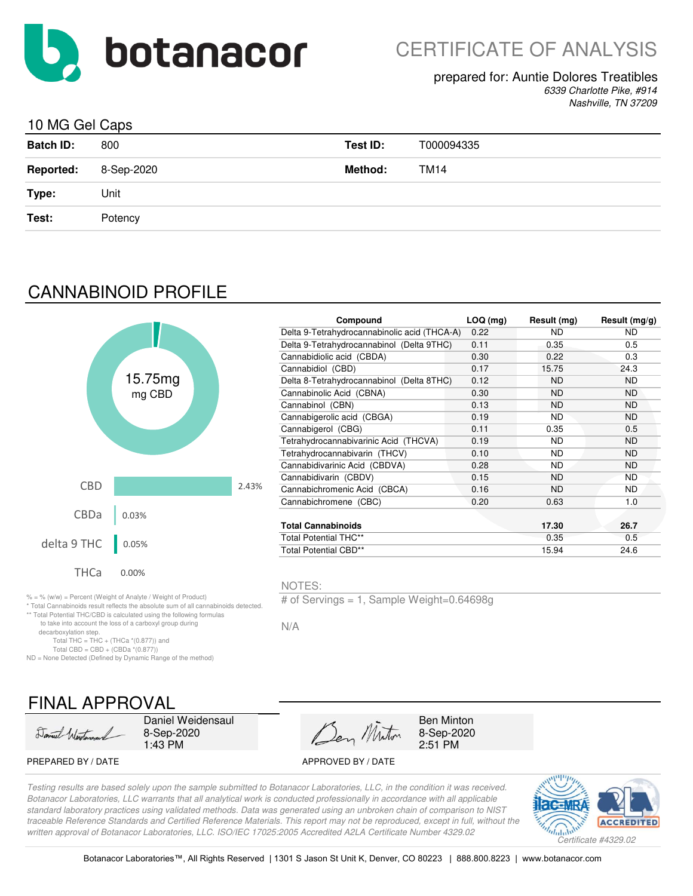# botanacor

## CERTIFICATE OF ANALYSIS

prepared for: Auntie Dolores Treatibles
*6339 Charlotte Pike, #914*
*Nashville, TN 37209*

### 10 MG Gel Caps

| | | | |
|---|---|---|---|
| **Batch ID:** | 800 | **Test ID:** | T000094335 |
| **Reported:** | 8-Sep-2020 | **Method:** | TM14 |
| **Type:** | Unit | | |
| **Test:** | Potency | | |

## CANNABINOID PROFILE

15.75mg
mg CBD

| | |
|---|---|
| CBD | 2.43% |
| CBDa | 0.03% |
| delta 9 THC | 0.05% |
| THCa | 0.00% |

| Compound | LOQ (mg) | Result (mg) | Result (mg/g) |
|---|---|---|---|
| Delta 9-Tetrahydrocannabinolic acid (THCA-A) | 0.22 | ND | ND |
| Delta 9-Tetrahydrocannabinol (Delta 9THC) | 0.11 | 0.35 | 0.5 |
| Cannabidiolic acid (CBDA) | 0.30 | 0.22 | 0.3 |
| Cannabidiol (CBD) | 0.17 | 15.75 | 24.3 |
| Delta 8-Tetrahydrocannabinol (Delta 8THC) | 0.12 | ND | ND |
| Cannabinolic Acid (CBNA) | 0.30 | ND | ND |
| Cannabinol (CBN) | 0.13 | ND | ND |
| Cannabigerolic acid (CBGA) | 0.19 | ND | ND |
| Cannabigerol (CBG) | 0.11 | 0.35 | 0.5 |
| Tetrahydrocannabivarinic Acid (THCVA) | 0.19 | ND | ND |
| Tetrahydrocannabivarin (THCV) | 0.10 | ND | ND |
| Cannabidivarinic Acid (CBDVA) | 0.28 | ND | ND |
| Cannabidivarin (CBDV) | 0.15 | ND | ND |
| Cannabichromenic Acid (CBCA) | 0.16 | ND | ND |
| Cannabichromene (CBC) | 0.20 | 0.63 | 1.0 |
| **Total Cannabinoids** | | **17.30** | **26.7** |
| Total Potential THC** | | 0.35 | 0.5 |
| Total Potential CBD** | | 15.94 | 24.6 |

% = % (w/w) = Percent (Weight of Analyte / Weight of Product)
* Total Cannabinoids result reflects the absolute sum of all cannabinoids detected.
** Total Potential THC/CBD is calculated using the following formulas to take into account the loss of a carboxyl group during decarboxylation step.
Total THC = THC + (THCa *(0.877)) and
Total CBD = CBD + (CBDa *(0.877))
ND = None Detected (Defined by Dynamic Range of the method)

NOTES:

# of Servings = 1, Sample Weight=0.64698g

N/A

## FINAL APPROVAL

Daniel Weidensaul
8-Sep-2020
1:43 PM

PREPARED BY / DATE

Ben Minton
8-Sep-2020
2:51 PM

APPROVED BY / DATE

*Testing results are based solely upon the sample submitted to Botanacor Laboratories, LLC, in the condition it was received. Botanacor Laboratories, LLC warrants that all analytical work is conducted professionally in accordance with all applicable standard laboratory practices using validated methods. Data was generated using an unbroken chain of comparison to NIST traceable Reference Standards and Certified Reference Materials. This report may not be reproduced, except in full, without the written approval of Botanacor Laboratories, LLC. ISO/IEC 17025:2005 Accredited A2LA Certificate Number 4329.02*

ACCREDITED
*Certificate #4329.02*

Botanacor Laboratories™, All Rights Reserved | 1301 S Jason St Unit K, Denver, CO 80223 | 888.800.8223 | www.botanacor.com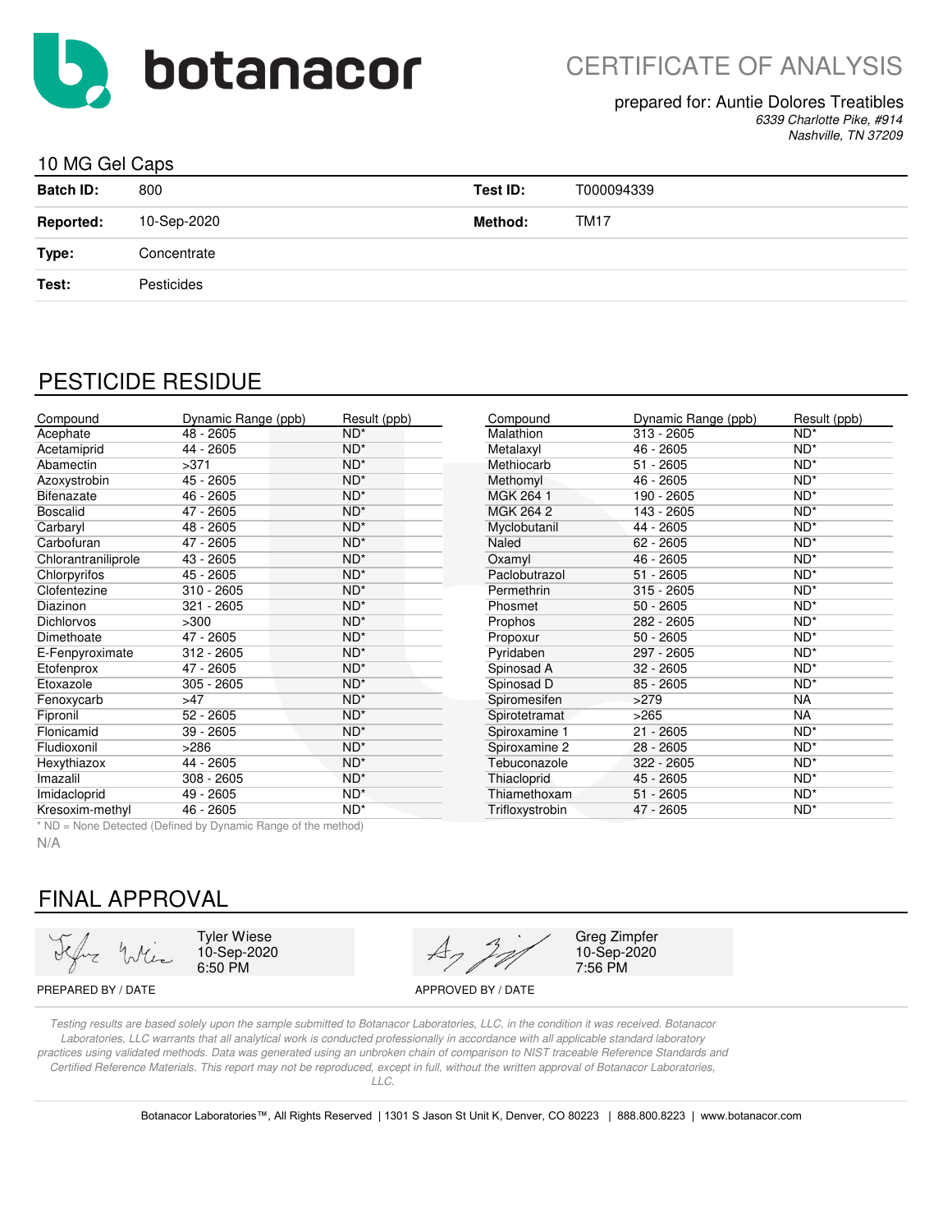# botanacor

## CERTIFICATE OF ANALYSIS

prepared for: Auntie Dolores Treatibles
*6339 Charlotte Pike, #914*
*Nashville, TN 37209*

### 10 MG Gel Caps

| | | | |
|---|---|---|---|
| **Batch ID:** | 800 | **Test ID:** | T000094339 |
| **Reported:** | 10-Sep-2020 | **Method:** | TM17 |
| **Type:** | Concentrate | | |
| **Test:** | Pesticides | | |

## PESTICIDE RESIDUE

| Compound | Dynamic Range (ppb) | Result (ppb) |
|---|---|---|
| Acephate | 48 - 2605 | ND* |
| Acetamiprid | 44 - 2605 | ND* |
| Abamectin | >371 | ND* |
| Azoxystrobin | 45 - 2605 | ND* |
| Bifenazate | 46 - 2605 | ND* |
| Boscalid | 47 - 2605 | ND* |
| Carbaryl | 48 - 2605 | ND* |
| Carbofuran | 47 - 2605 | ND* |
| Chlorantraniliprole | 43 - 2605 | ND* |
| Chlorpyrifos | 45 - 2605 | ND* |
| Clofentezine | 310 - 2605 | ND* |
| Diazinon | 321 - 2605 | ND* |
| Dichlorvos | >300 | ND* |
| Dimethoate | 47 - 2605 | ND* |
| E-Fenpyroximate | 312 - 2605 | ND* |
| Etofenprox | 47 - 2605 | ND* |
| Etoxazole | 305 - 2605 | ND* |
| Fenoxycarb | >47 | ND* |
| Fipronil | 52 - 2605 | ND* |
| Flonicamid | 39 - 2605 | ND* |
| Fludioxonil | >286 | ND* |
| Hexythiazox | 44 - 2605 | ND* |
| Imazalil | 308 - 2605 | ND* |
| Imidacloprid | 49 - 2605 | ND* |
| Kresoxim-methyl | 46 - 2605 | ND* |
| Malathion | 313 - 2605 | ND* |
| Metalaxyl | 46 - 2605 | ND* |
| Methiocarb | 51 - 2605 | ND* |
| Methomyl | 46 - 2605 | ND* |
| MGK 264 1 | 190 - 2605 | ND* |
| MGK 264 2 | 143 - 2605 | ND* |
| Myclobutanil | 44 - 2605 | ND* |
| Naled | 62 - 2605 | ND* |
| Oxamyl | 46 - 2605 | ND* |
| Paclobutrazol | 51 - 2605 | ND* |
| Permethrin | 315 - 2605 | ND* |
| Phosmet | 50 - 2605 | ND* |
| Prophos | 282 - 2605 | ND* |
| Propoxur | 50 - 2605 | ND* |
| Pyridaben | 297 - 2605 | ND* |
| Spinosad A | 32 - 2605 | ND* |
| Spinosad D | 85 - 2605 | ND* |
| Spiromesifen | >279 | NA |
| Spirotetramat | >265 | NA |
| Spiroxamine 1 | 21 - 2605 | ND* |
| Spiroxamine 2 | 28 - 2605 | ND* |
| Tebuconazole | 322 - 2605 | ND* |
| Thiacloprid | 45 - 2605 | ND* |
| Thiamethoxam | 51 - 2605 | ND* |
| Trifloxystrobin | 47 - 2605 | ND* |

* ND = None Detected (Defined by Dynamic Range of the method)

N/A

## FINAL APPROVAL

| PREPARED BY / DATE | APPROVED BY / DATE |
|---|---|
| Tyler Wiese<br>10-Sep-2020<br>6:50 PM | Greg Zimpfer<br>10-Sep-2020<br>7:56 PM |

*Testing results are based solely upon the sample submitted to Botanacor Laboratories, LLC, in the condition it was received. Botanacor Laboratories, LLC warrants that all analytical work is conducted professionally in accordance with all applicable standard laboratory practices using validated methods. Data was generated using an unbroken chain of comparison to NIST traceable Reference Standards and Certified Reference Materials. This report may not be reproduced, except in full, without the written approval of Botanacor Laboratories, LLC.*

Botanacor Laboratories™, All Rights Reserved | 1301 S Jason St Unit K, Denver, CO 80223 | 888.800.8223 | www.botanacor.com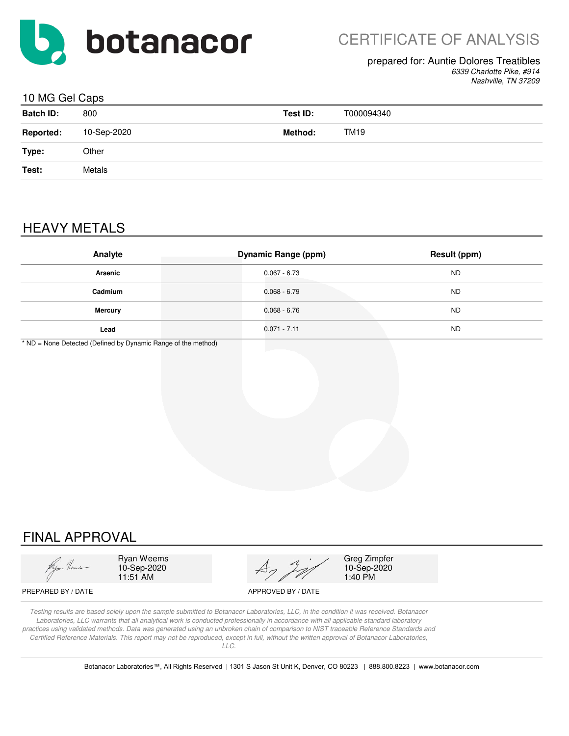# botanacor

## CERTIFICATE OF ANALYSIS

prepared for: Auntie Dolores Treatibles
*6339 Charlotte Pike, #914*
*Nashville, TN 37209*

### 10 MG Gel Caps

| | | | |
|---|---|---|---|
| **Batch ID:** | 800 | **Test ID:** | T000094340 |
| **Reported:** | 10-Sep-2020 | **Method:** | TM19 |
| **Type:** | Other | | |
| **Test:** | Metals | | |

## HEAVY METALS

| Analyte | Dynamic Range (ppm) | Result (ppm) |
|---|---|---|
| **Arsenic** | 0.067 - 6.73 | ND |
| **Cadmium** | 0.068 - 6.79 | ND |
| **Mercury** | 0.068 - 6.76 | ND |
| **Lead** | 0.071 - 7.11 | ND |

* ND = None Detected (Defined by Dynamic Range of the method)

## FINAL APPROVAL

| | |
|---|---|
| Ryan Weems<br>10-Sep-2020<br>11:51 AM | Greg Zimpfer<br>10-Sep-2020<br>1:40 PM |
| PREPARED BY / DATE | APPROVED BY / DATE |

*Testing results are based solely upon the sample submitted to Botanacor Laboratories, LLC, in the condition it was received. Botanacor Laboratories, LLC warrants that all analytical work is conducted professionally in accordance with all applicable standard laboratory practices using validated methods. Data was generated using an unbroken chain of comparison to NIST traceable Reference Standards and Certified Reference Materials. This report may not be reproduced, except in full, without the written approval of Botanacor Laboratories, LLC.*

Botanacor Laboratories™, All Rights Reserved | 1301 S Jason St Unit K, Denver, CO 80223 | 888.800.8223 | www.botanacor.com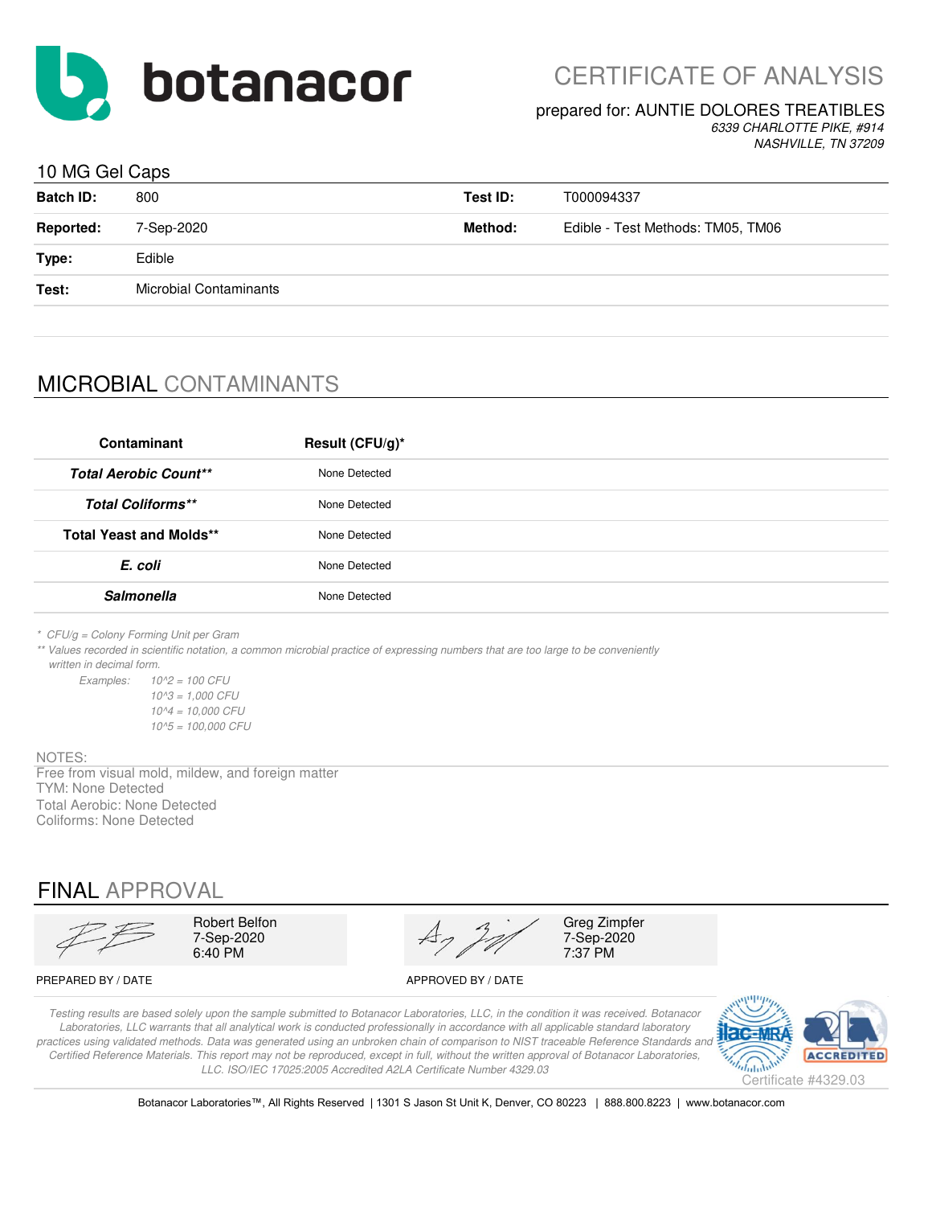# botanacor

## CERTIFICATE OF ANALYSIS

prepared for: AUNTIE DOLORES TREATIBLES
*6339 CHARLOTTE PIKE, #914*
*NASHVILLE, TN 37209*

### 10 MG Gel Caps

| | | | |
|---|---|---|---|
| **Batch ID:** | 800 | **Test ID:** | T000094337 |
| **Reported:** | 7-Sep-2020 | **Method:** | Edible - Test Methods: TM05, TM06 |
| **Type:** | Edible | | |
| **Test:** | Microbial Contaminants | | |

## MICROBIAL CONTAMINANTS

| Contaminant | Result (CFU/g)* |
|---|---|
| ***Total Aerobic Count\*\**** | None Detected |
| ***Total Coliforms\*\**** | None Detected |
| **Total Yeast and Molds\*\*** | None Detected |
| ***E. coli*** | None Detected |
| ***Salmonella*** | None Detected |

*\* CFU/g = Colony Forming Unit per Gram*
*\*\* Values recorded in scientific notation, a common microbial practice of expressing numbers that are too large to be conveniently written in decimal form.*

*Examples:*
- *10^2 = 100 CFU*
- *10^3 = 1,000 CFU*
- *10^4 = 10,000 CFU*
- *10^5 = 100,000 CFU*

NOTES:
Free from visual mold, mildew, and foreign matter
TYM: None Detected
Total Aerobic: None Detected
Coliforms: None Detected

## FINAL APPROVAL

| PREPARED BY / DATE | APPROVED BY / DATE |
|---|---|
| Robert Belfon<br>7-Sep-2020<br>6:40 PM | Greg Zimpfer<br>7-Sep-2020<br>7:37 PM |

*Testing results are based solely upon the sample submitted to Botanacor Laboratories, LLC, in the condition it was received. Botanacor Laboratories, LLC warrants that all analytical work is conducted professionally in accordance with all applicable standard laboratory practices using validated methods. Data was generated using an unbroken chain of comparison to NIST traceable Reference Standards and Certified Reference Materials. This report may not be reproduced, except in full, without the written approval of Botanacor Laboratories, LLC. ISO/IEC 17025:2005 Accredited A2LA Certificate Number 4329.03*

ilac-MRA A2LA ACCREDITED Certificate #4329.03

Botanacor Laboratories™, All Rights Reserved | 1301 S Jason St Unit K, Denver, CO 80223 | 888.800.8223 | www.botanacor.com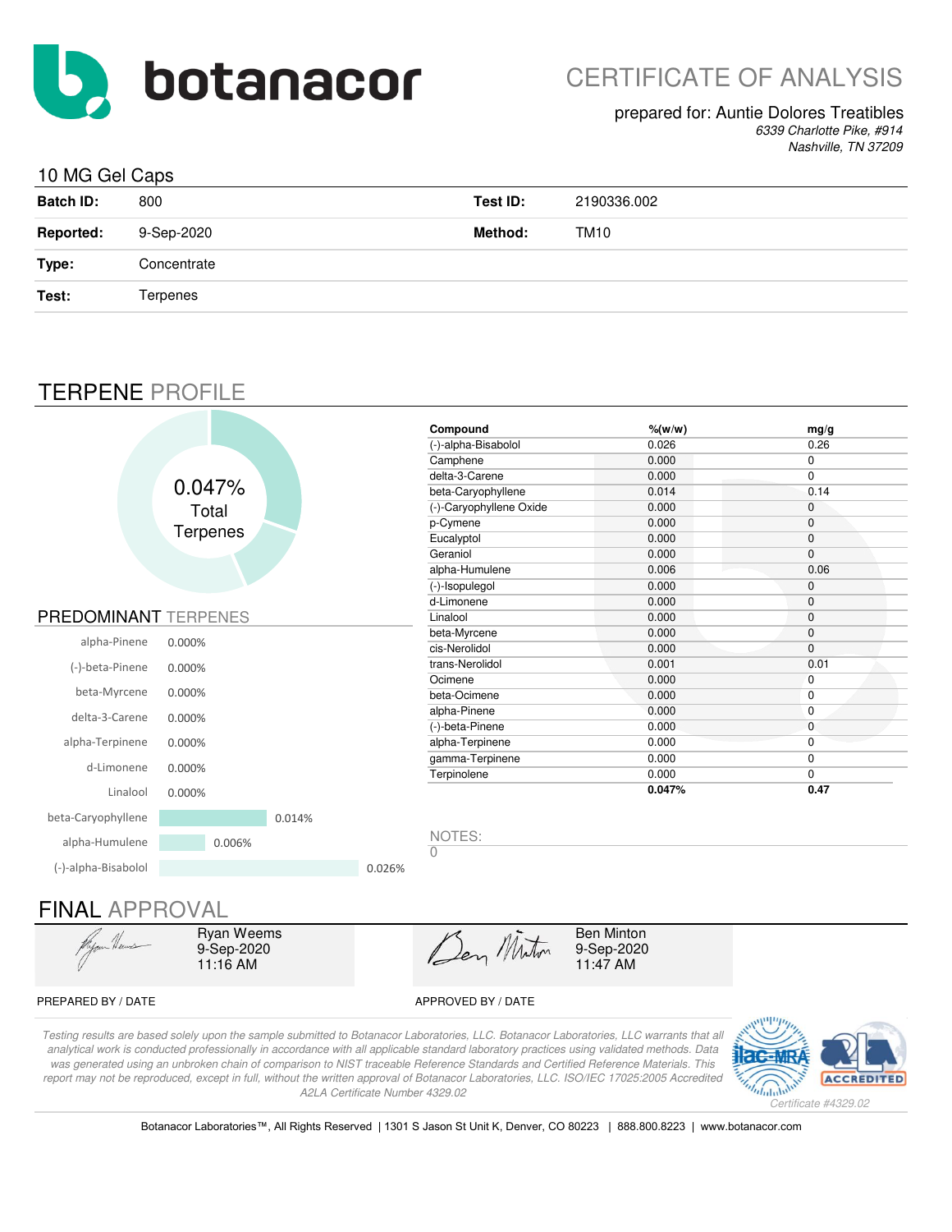botanacor

# CERTIFICATE OF ANALYSIS

prepared for: Auntie Dolores Treatibles

*6339 Charlotte Pike, #914*
*Nashville, TN 37209*

## 10 MG Gel Caps

| | | | |
|---|---|---|---|
| **Batch ID:** | 800 | **Test ID:** | 2190336.002 |
| **Reported:** | 9-Sep-2020 | **Method:** | TM10 |
| **Type:** | Concentrate | | |
| **Test:** | Terpenes | | |

## TERPENE PROFILE

0.047%
Total
Terpenes

| Compound | %(w/w) | mg/g |
|---|---|---|
| (-)-alpha-Bisabolol | 0.026 | 0.26 |
| Camphene | 0.000 | 0 |
| delta-3-Carene | 0.000 | 0 |
| beta-Caryophyllene | 0.014 | 0.14 |
| (-)-Caryophyllene Oxide | 0.000 | 0 |
| p-Cymene | 0.000 | 0 |
| Eucalyptol | 0.000 | 0 |
| Geraniol | 0.000 | 0 |
| alpha-Humulene | 0.006 | 0.06 |
| (-)-Isopulegol | 0.000 | 0 |
| d-Limonene | 0.000 | 0 |
| Linalool | 0.000 | 0 |
| beta-Myrcene | 0.000 | 0 |
| cis-Nerolidol | 0.000 | 0 |
| trans-Nerolidol | 0.001 | 0.01 |
| Ocimene | 0.000 | 0 |
| beta-Ocimene | 0.000 | 0 |
| alpha-Pinene | 0.000 | 0 |
| (-)-beta-Pinene | 0.000 | 0 |
| alpha-Terpinene | 0.000 | 0 |
| gamma-Terpinene | 0.000 | 0 |
| Terpinolene | 0.000 | 0 |
| | **0.047%** | **0.47** |

## PREDOMINANT TERPENES

alpha-Pinene 0.000%
(-)-beta-Pinene 0.000%
beta-Myrcene 0.000%
delta-3-Carene 0.000%
alpha-Terpinene 0.000%
d-Limonene 0.000%
Linalool 0.000%
beta-Caryophyllene 0.014%
alpha-Humulene 0.006%
(-)-alpha-Bisabolol 0.026%

NOTES:

0

## FINAL APPROVAL

| PREPARED BY / DATE | APPROVED BY / DATE |
|---|---|
| Ryan Weems 9-Sep-2020 11:16 AM | Ben Minton 9-Sep-2020 11:47 AM |

*Testing results are based solely upon the sample submitted to Botanacor Laboratories, LLC. Botanacor Laboratories, LLC warrants that all analytical work is conducted professionally in accordance with all applicable standard laboratory practices using validated methods. Data was generated using an unbroken chain of comparison to NIST traceable Reference Standards and Certified Reference Materials. This report may not be reproduced, except in full, without the written approval of Botanacor Laboratories, LLC. ISO/IEC 17025:2005 Accredited A2LA Certificate Number 4329.02*

ilac-MRA A2LA ACCREDITED *Certificate #4329.02*

Botanacor Laboratories™, All Rights Reserved | 1301 S Jason St Unit K, Denver, CO 80223 | 888.800.8223 | www.botanacor.com